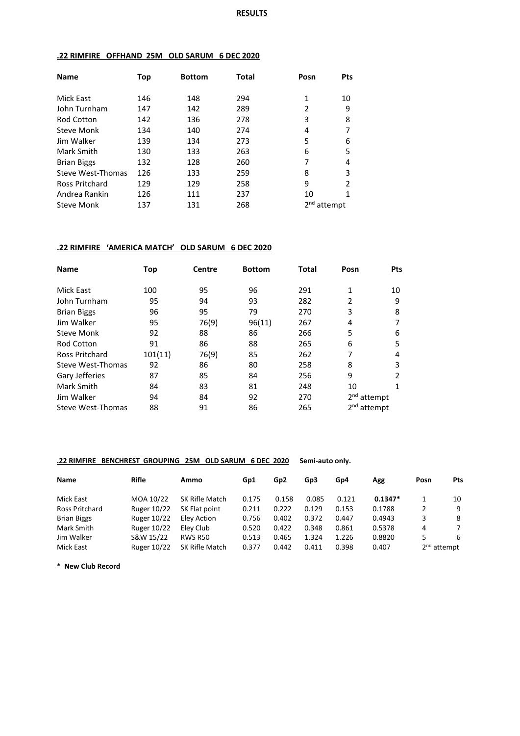## RESULTS

### .22 RIMFIRE OFFHAND 25M OLD SARUM 6 DEC 2020

| Name | Top | Bottom | Total | Posn | Pts |
|---|---|---|---|---|---|
| Mick East | 146 | 148 | 294 | 1 | 10 |
| John Turnham | 147 | 142 | 289 | 2 | 9 |
| Rod Cotton | 142 | 136 | 278 | 3 | 8 |
| Steve Monk | 134 | 140 | 274 | 4 | 7 |
| Jim Walker | 139 | 134 | 273 | 5 | 6 |
| Mark Smith | 130 | 133 | 263 | 6 | 5 |
| Brian Biggs | 132 | 128 | 260 | 7 | 4 |
| Steve West-Thomas | 126 | 133 | 259 | 8 | 3 |
| Ross Pritchard | 129 | 129 | 258 | 9 | 2 |
| Andrea Rankin | 126 | 111 | 237 | 10 | 1 |
| Steve Monk | 137 | 131 | 268 | 2nd attempt | |

### .22 RIMFIRE 'AMERICA MATCH' OLD SARUM 6 DEC 2020

| Name | Top | Centre | Bottom | Total | Posn | Pts |
|---|---|---|---|---|---|---|
| Mick East | 100 | 95 | 96 | 291 | 1 | 10 |
| John Turnham | 95 | 94 | 93 | 282 | 2 | 9 |
| Brian Biggs | 96 | 95 | 79 | 270 | 3 | 8 |
| Jim Walker | 95 | 76(9) | 96(11) | 267 | 4 | 7 |
| Steve Monk | 92 | 88 | 86 | 266 | 5 | 6 |
| Rod Cotton | 91 | 86 | 88 | 265 | 6 | 5 |
| Ross Pritchard | 101(11) | 76(9) | 85 | 262 | 7 | 4 |
| Steve West-Thomas | 92 | 86 | 80 | 258 | 8 | 3 |
| Gary Jefferies | 87 | 85 | 84 | 256 | 9 | 2 |
| Mark Smith | 84 | 83 | 81 | 248 | 10 | 1 |
| Jim Walker | 94 | 84 | 92 | 270 | 2nd attempt | |
| Steve West-Thomas | 88 | 91 | 86 | 265 | 2nd attempt | |

### .22 RIMFIRE BENCHREST GROUPING 25M OLD SARUM 6 DEC 2020 — Semi-auto only.

| Name | Rifle | Ammo | Gp1 | Gp2 | Gp3 | Gp4 | Agg | Posn | Pts |
|---|---|---|---|---|---|---|---|---|---|
| Mick East | MOA 10/22 | SK Rifle Match | 0.175 | 0.158 | 0.085 | 0.121 | **0.1347*** | 1 | 10 |
| Ross Pritchard | Ruger 10/22 | SK Flat point | 0.211 | 0.222 | 0.129 | 0.153 | 0.1788 | 2 | 9 |
| Brian Biggs | Ruger 10/22 | Eley Action | 0.756 | 0.402 | 0.372 | 0.447 | 0.4943 | 3 | 8 |
| Mark Smith | Ruger 10/22 | Eley Club | 0.520 | 0.422 | 0.348 | 0.861 | 0.5378 | 4 | 7 |
| Jim Walker | S&W 15/22 | RWS R50 | 0.513 | 0.465 | 1.324 | 1.226 | 0.8820 | 5 | 6 |
| Mick East | Ruger 10/22 | SK Rifle Match | 0.377 | 0.442 | 0.411 | 0.398 | 0.407 | 2nd attempt | |

**\* New Club Record**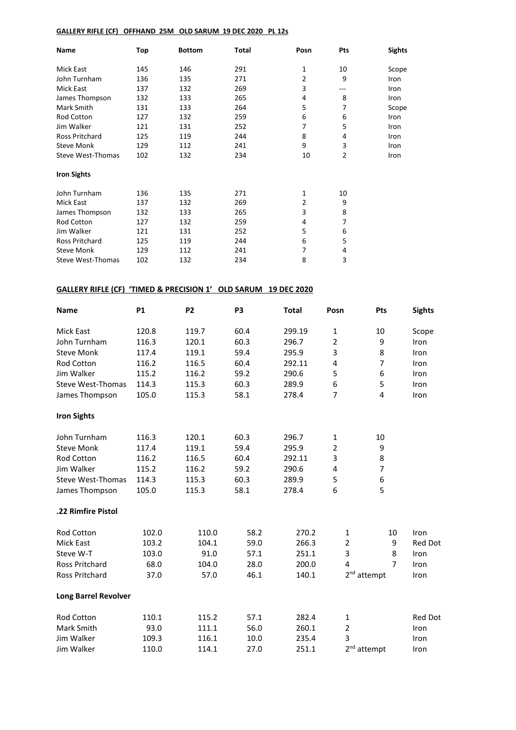**GALLERY RIFLE (CF) OFFHAND 25M OLD SARUM 19 DEC 2020 PL 12s**

| Name | Top | Bottom | Total | Posn | Pts | Sights |
|---|---|---|---|---|---|---|
| Mick East | 145 | 146 | 291 | 1 | 10 | Scope |
| John Turnham | 136 | 135 | 271 | 2 | 9 | Iron |
| Mick East | 137 | 132 | 269 | 3 | --- | Iron |
| James Thompson | 132 | 133 | 265 | 4 | 8 | Iron |
| Mark Smith | 131 | 133 | 264 | 5 | 7 | Scope |
| Rod Cotton | 127 | 132 | 259 | 6 | 6 | Iron |
| Jim Walker | 121 | 131 | 252 | 7 | 5 | Iron |
| Ross Pritchard | 125 | 119 | 244 | 8 | 4 | Iron |
| Steve Monk | 129 | 112 | 241 | 9 | 3 | Iron |
| Steve West-Thomas | 102 | 132 | 234 | 10 | 2 | Iron |

**Iron Sights**

| | | | | | |
|---|---|---|---|---|---|
| John Turnham | 136 | 135 | 271 | 1 | 10 |
| Mick East | 137 | 132 | 269 | 2 | 9 |
| James Thompson | 132 | 133 | 265 | 3 | 8 |
| Rod Cotton | 127 | 132 | 259 | 4 | 7 |
| Jim Walker | 121 | 131 | 252 | 5 | 6 |
| Ross Pritchard | 125 | 119 | 244 | 6 | 5 |
| Steve Monk | 129 | 112 | 241 | 7 | 4 |
| Steve West-Thomas | 102 | 132 | 234 | 8 | 3 |

**GALLERY RIFLE (CF) 'TIMED & PRECISION 1' OLD SARUM 19 DEC 2020**

| Name | P1 | P2 | P3 | Total | Posn | Pts | Sights |
|---|---|---|---|---|---|---|---|
| Mick East | 120.8 | 119.7 | 60.4 | 299.19 | 1 | 10 | Scope |
| John Turnham | 116.3 | 120.1 | 60.3 | 296.7 | 2 | 9 | Iron |
| Steve Monk | 117.4 | 119.1 | 59.4 | 295.9 | 3 | 8 | Iron |
| Rod Cotton | 116.2 | 116.5 | 60.4 | 292.11 | 4 | 7 | Iron |
| Jim Walker | 115.2 | 116.2 | 59.2 | 290.6 | 5 | 6 | Iron |
| Steve West-Thomas | 114.3 | 115.3 | 60.3 | 289.9 | 6 | 5 | Iron |
| James Thompson | 105.0 | 115.3 | 58.1 | 278.4 | 7 | 4 | Iron |

**Iron Sights**

| | | | | | | |
|---|---|---|---|---|---|---|
| John Turnham | 116.3 | 120.1 | 60.3 | 296.7 | 1 | 10 |
| Steve Monk | 117.4 | 119.1 | 59.4 | 295.9 | 2 | 9 |
| Rod Cotton | 116.2 | 116.5 | 60.4 | 292.11 | 3 | 8 |
| Jim Walker | 115.2 | 116.2 | 59.2 | 290.6 | 4 | 7 |
| Steve West-Thomas | 114.3 | 115.3 | 60.3 | 289.9 | 5 | 6 |
| James Thompson | 105.0 | 115.3 | 58.1 | 278.4 | 6 | 5 |

**.22 Rimfire Pistol**

| | | | | | | | |
|---|---|---|---|---|---|---|---|
| Rod Cotton | 102.0 | 110.0 | 58.2 | 270.2 | 1 | 10 | Iron |
| Mick East | 103.2 | 104.1 | 59.0 | 266.3 | 2 | 9 | Red Dot |
| Steve W-T | 103.0 | 91.0 | 57.1 | 251.1 | 3 | 8 | Iron |
| Ross Pritchard | 68.0 | 104.0 | 28.0 | 200.0 | 4 | 7 | Iron |
| Ross Pritchard | 37.0 | 57.0 | 46.1 | 140.1 | 2nd attempt | | Iron |

**Long Barrel Revolver**

| | | | | | | | |
|---|---|---|---|---|---|---|---|
| Rod Cotton | 110.1 | 115.2 | 57.1 | 282.4 | 1 | | Red Dot |
| Mark Smith | 93.0 | 111.1 | 56.0 | 260.1 | 2 | | Iron |
| Jim Walker | 109.3 | 116.1 | 10.0 | 235.4 | 3 | | Iron |
| Jim Walker | 110.0 | 114.1 | 27.0 | 251.1 | 2nd attempt | | Iron |